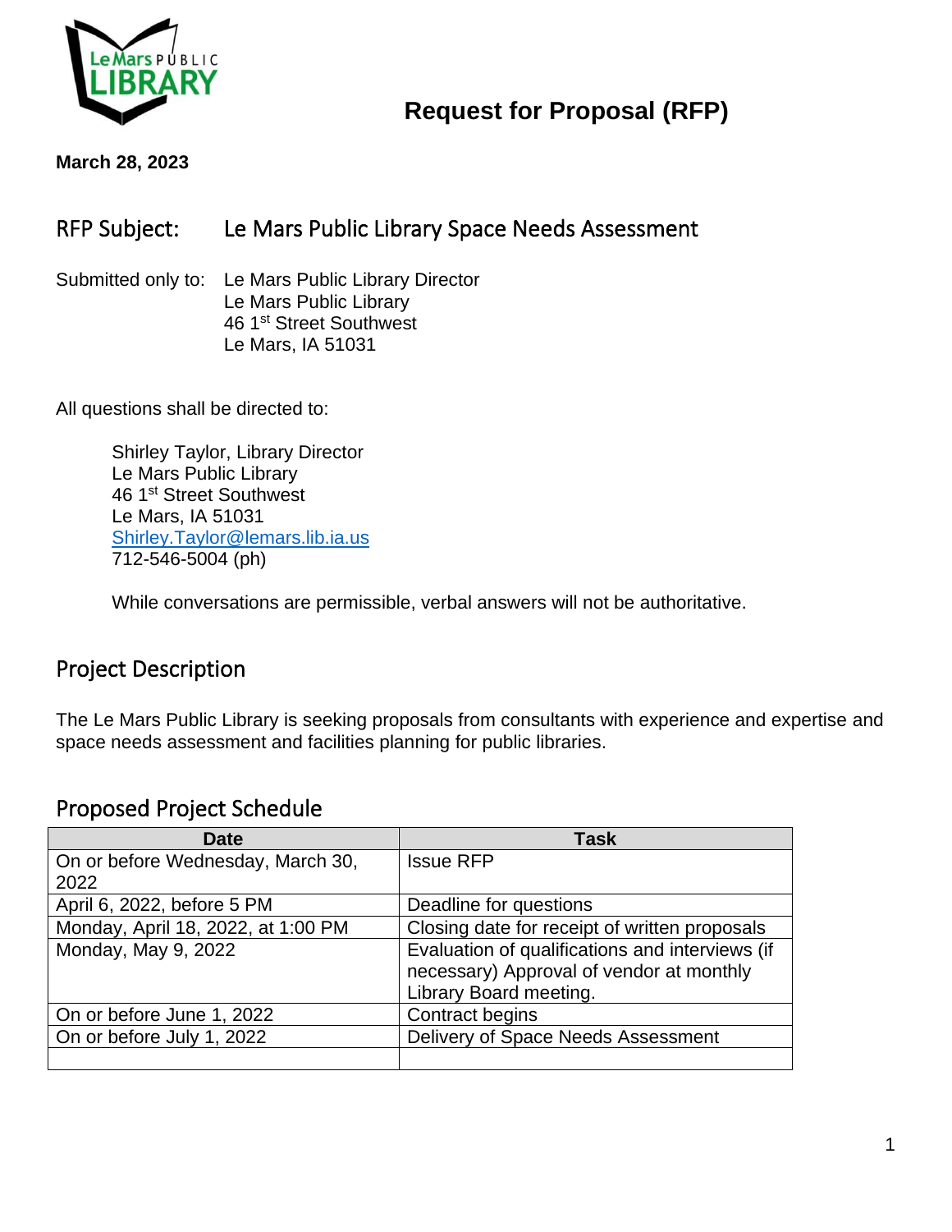# Request for Proposal (RFP)

**March 28, 2023**

## RFP Subject: Le Mars Public Library Space Needs Assessment

Submitted only to: Le Mars Public Library Director
Le Mars Public Library
46 1st Street Southwest
Le Mars, IA 51031

All questions shall be directed to:

Shirley Taylor, Library Director
Le Mars Public Library
46 1st Street Southwest
Le Mars, IA 51031
Shirley.Taylor@lemars.lib.ia.us
712-546-5004 (ph)

While conversations are permissible, verbal answers will not be authoritative.

## Project Description

The Le Mars Public Library is seeking proposals from consultants with experience and expertise and space needs assessment and facilities planning for public libraries.

## Proposed Project Schedule

| Date | Task |
| --- | --- |
| On or before Wednesday, March 30, 2022 | Issue RFP |
| April 6, 2022, before 5 PM | Deadline for questions |
| Monday, April 18, 2022, at 1:00 PM | Closing date for receipt of written proposals |
| Monday, May 9, 2022 | Evaluation of qualifications and interviews (if necessary) Approval of vendor at monthly Library Board meeting. |
| On or before June 1, 2022 | Contract begins |
| On or before July 1, 2022 | Delivery of Space Needs Assessment |
| | |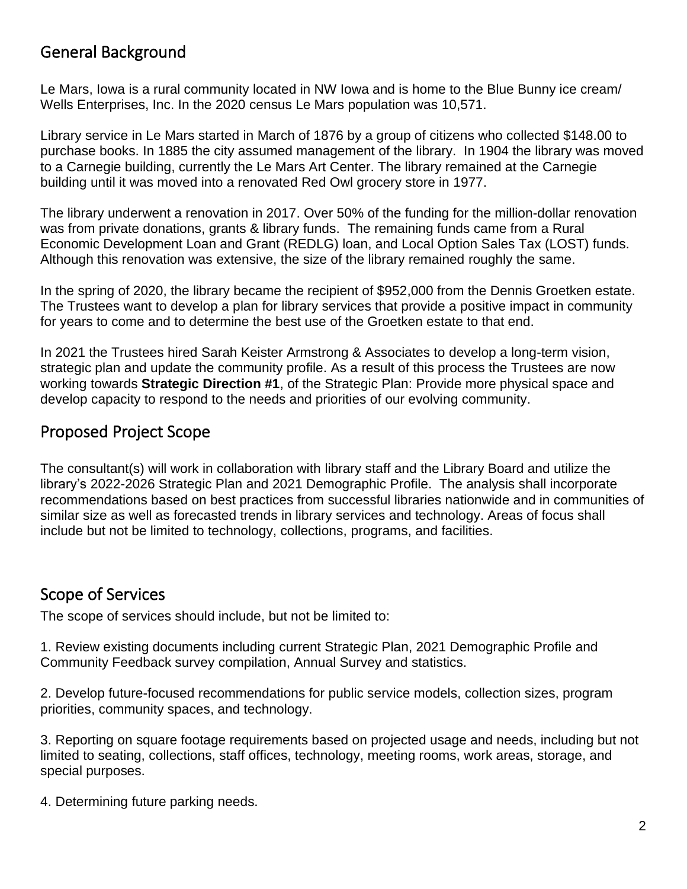## General Background

Le Mars, Iowa is a rural community located in NW Iowa and is home to the Blue Bunny ice cream/ Wells Enterprises, Inc. In the 2020 census Le Mars population was 10,571.

Library service in Le Mars started in March of 1876 by a group of citizens who collected $148.00 to purchase books. In 1885 the city assumed management of the library. In 1904 the library was moved to a Carnegie building, currently the Le Mars Art Center. The library remained at the Carnegie building until it was moved into a renovated Red Owl grocery store in 1977.

The library underwent a renovation in 2017. Over 50% of the funding for the million-dollar renovation was from private donations, grants & library funds. The remaining funds came from a Rural Economic Development Loan and Grant (REDLG) loan, and Local Option Sales Tax (LOST) funds. Although this renovation was extensive, the size of the library remained roughly the same.

In the spring of 2020, the library became the recipient of $952,000 from the Dennis Groetken estate. The Trustees want to develop a plan for library services that provide a positive impact in community for years to come and to determine the best use of the Groetken estate to that end.

In 2021 the Trustees hired Sarah Keister Armstrong & Associates to develop a long-term vision, strategic plan and update the community profile. As a result of this process the Trustees are now working towards **Strategic Direction #1**, of the Strategic Plan: Provide more physical space and develop capacity to respond to the needs and priorities of our evolving community.

## Proposed Project Scope

The consultant(s) will work in collaboration with library staff and the Library Board and utilize the library's 2022-2026 Strategic Plan and 2021 Demographic Profile. The analysis shall incorporate recommendations based on best practices from successful libraries nationwide and in communities of similar size as well as forecasted trends in library services and technology. Areas of focus shall include but not be limited to technology, collections, programs, and facilities.

## Scope of Services

The scope of services should include, but not be limited to:

1. Review existing documents including current Strategic Plan, 2021 Demographic Profile and Community Feedback survey compilation, Annual Survey and statistics.

2. Develop future-focused recommendations for public service models, collection sizes, program priorities, community spaces, and technology.

3. Reporting on square footage requirements based on projected usage and needs, including but not limited to seating, collections, staff offices, technology, meeting rooms, work areas, storage, and special purposes.

4. Determining future parking needs.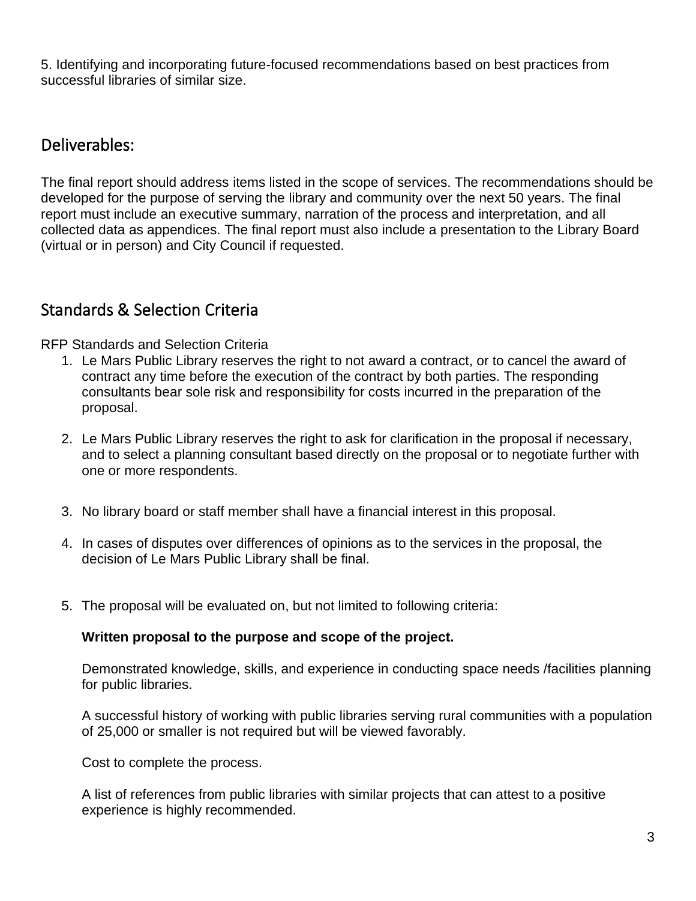5. Identifying and incorporating future-focused recommendations based on best practices from successful libraries of similar size.

## Deliverables:

The final report should address items listed in the scope of services. The recommendations should be developed for the purpose of serving the library and community over the next 50 years. The final report must include an executive summary, narration of the process and interpretation, and all collected data as appendices. The final report must also include a presentation to the Library Board (virtual or in person) and City Council if requested.

## Standards & Selection Criteria

RFP Standards and Selection Criteria

1. Le Mars Public Library reserves the right to not award a contract, or to cancel the award of contract any time before the execution of the contract by both parties. The responding consultants bear sole risk and responsibility for costs incurred in the preparation of the proposal.

2. Le Mars Public Library reserves the right to ask for clarification in the proposal if necessary, and to select a planning consultant based directly on the proposal or to negotiate further with one or more respondents.

3. No library board or staff member shall have a financial interest in this proposal.

4. In cases of disputes over differences of opinions as to the services in the proposal, the decision of Le Mars Public Library shall be final.

5. The proposal will be evaluated on, but not limited to following criteria:

   **Written proposal to the purpose and scope of the project.**

   Demonstrated knowledge, skills, and experience in conducting space needs /facilities planning for public libraries.

   A successful history of working with public libraries serving rural communities with a population of 25,000 or smaller is not required but will be viewed favorably.

   Cost to complete the process.

   A list of references from public libraries with similar projects that can attest to a positive experience is highly recommended.